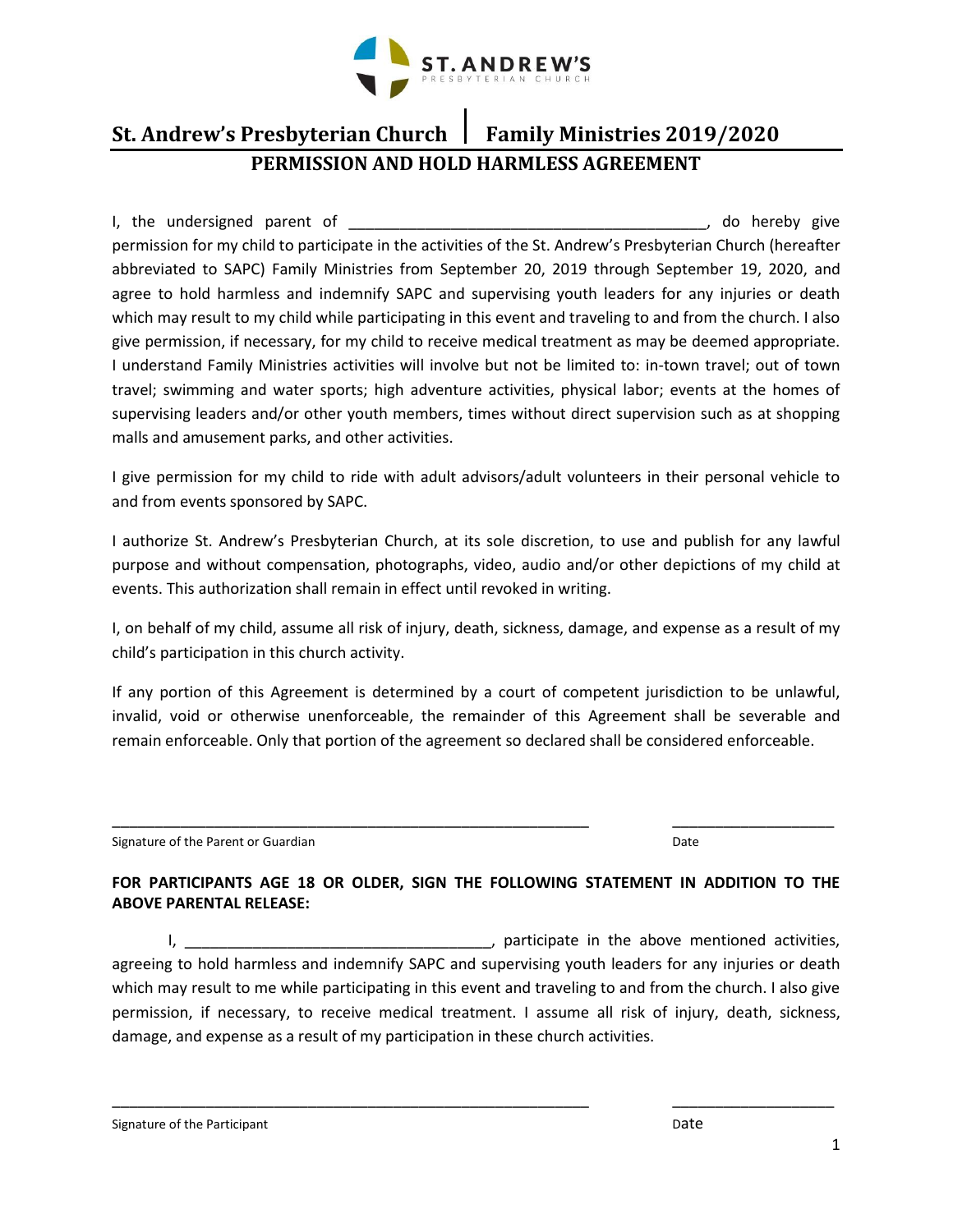ST. ANDREW'S
PRESBYTERIAN CHURCH

# St. Andrew's Presbyterian Church | Family Ministries 2019/2020

## PERMISSION AND HOLD HARMLESS AGREEMENT

I, the undersigned parent of __________________________________________, do hereby give permission for my child to participate in the activities of the St. Andrew's Presbyterian Church (hereafter abbreviated to SAPC) Family Ministries from September 20, 2019 through September 19, 2020, and agree to hold harmless and indemnify SAPC and supervising youth leaders for any injuries or death which may result to my child while participating in this event and traveling to and from the church. I also give permission, if necessary, for my child to receive medical treatment as may be deemed appropriate. I understand Family Ministries activities will involve but not be limited to: in-town travel; out of town travel; swimming and water sports; high adventure activities, physical labor; events at the homes of supervising leaders and/or other youth members, times without direct supervision such as at shopping malls and amusement parks, and other activities.

I give permission for my child to ride with adult advisors/adult volunteers in their personal vehicle to and from events sponsored by SAPC.

I authorize St. Andrew's Presbyterian Church, at its sole discretion, to use and publish for any lawful purpose and without compensation, photographs, video, audio and/or other depictions of my child at events. This authorization shall remain in effect until revoked in writing.

I, on behalf of my child, assume all risk of injury, death, sickness, damage, and expense as a result of my child's participation in this church activity.

If any portion of this Agreement is determined by a court of competent jurisdiction to be unlawful, invalid, void or otherwise unenforceable, the remainder of this Agreement shall be severable and remain enforceable. Only that portion of the agreement so declared shall be considered enforceable.

____________________________________________________________ ____________________

Signature of the Parent or Guardian Date

**FOR PARTICIPANTS AGE 18 OR OLDER, SIGN THE FOLLOWING STATEMENT IN ADDITION TO THE ABOVE PARENTAL RELEASE:**

I, ____________________________________, participate in the above mentioned activities, agreeing to hold harmless and indemnify SAPC and supervising youth leaders for any injuries or death which may result to me while participating in this event and traveling to and from the church. I also give permission, if necessary, to receive medical treatment. I assume all risk of injury, death, sickness, damage, and expense as a result of my participation in these church activities.

____________________________________________________________ ____________________

Signature of the Participant Date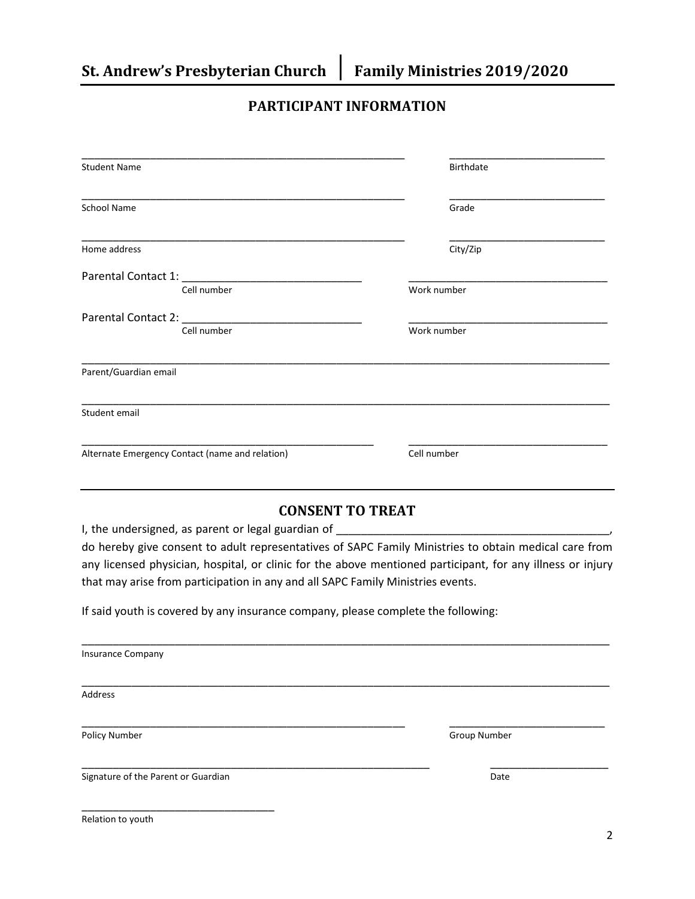# PARTICIPANT INFORMATION

______________________________________________ ______________________

Student Name Birthdate

______________________________________________ ______________________

School Name Grade

______________________________________________ ______________________

Home address City/Zip

Parental Contact 1: ____________________________ ______________________________

Cell number Work number

Parental Contact 2: ____________________________ ______________________________

Cell number Work number

______________________________________________________________________________

Parent/Guardian email

______________________________________________________________________________

Student email

______________________________________________ ______________________________

Alternate Emergency Contact (name and relation) Cell number

---

# CONSENT TO TREAT

I, the undersigned, as parent or legal guardian of ____________________________________________, do hereby give consent to adult representatives of SAPC Family Ministries to obtain medical care from any licensed physician, hospital, or clinic for the above mentioned participant, for any illness or injury that may arise from participation in any and all SAPC Family Ministries events.

If said youth is covered by any insurance company, please complete the following:

______________________________________________________________________________

Insurance Company

______________________________________________________________________________

Address

______________________________________________ ______________________

Policy Number Group Number

______________________________________________________ __________________

Signature of the Parent or Guardian Date

______________________________

Relation to youth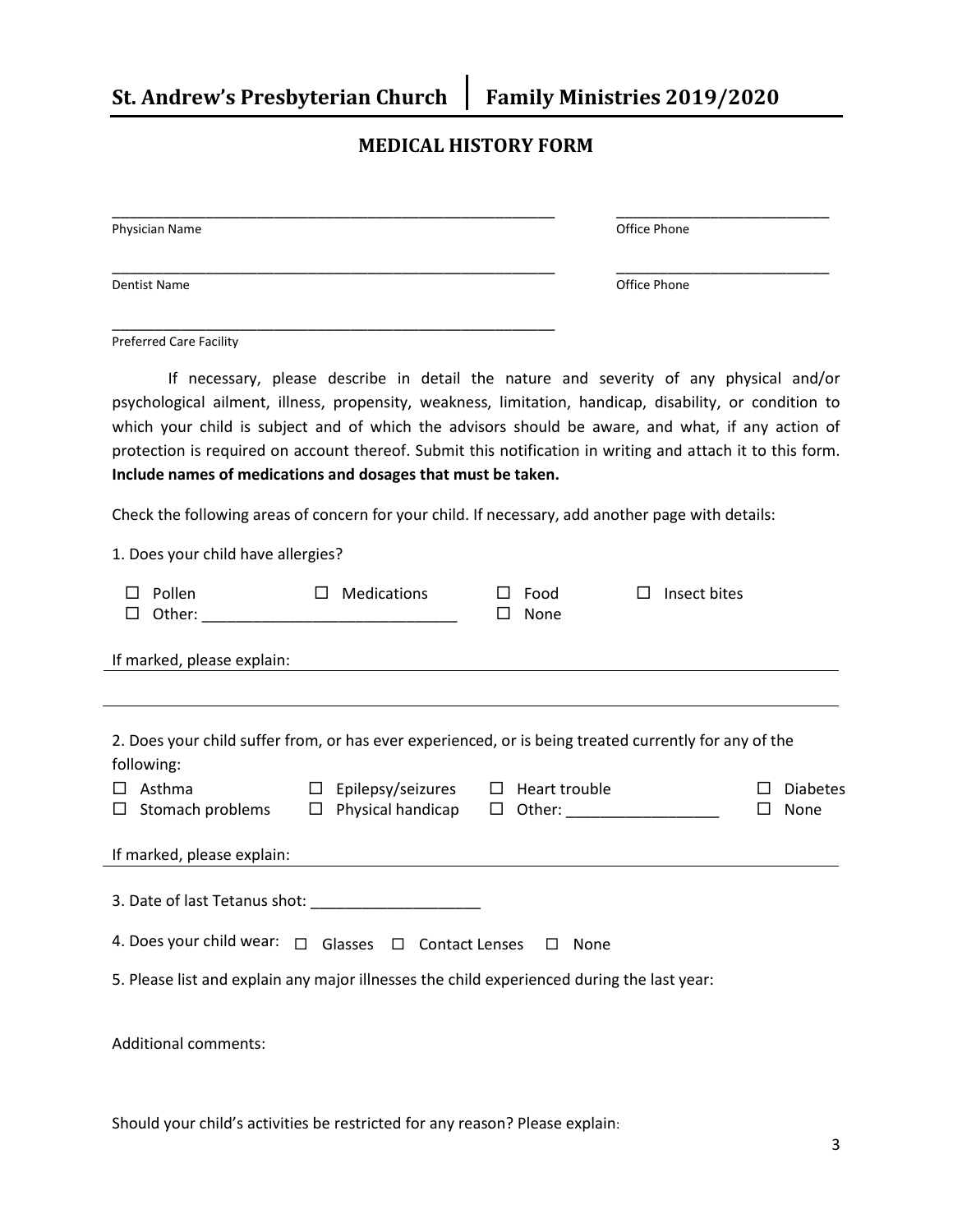## St. Andrew's Presbyterian Church | Family Ministries 2019/2020

### MEDICAL HISTORY FORM

_______________________________________________________ Physician Name

__________________________ Office Phone

_______________________________________________________ Dentist Name

__________________________ Office Phone

_______________________________________________________ Preferred Care Facility

If necessary, please describe in detail the nature and severity of any physical and/or psychological ailment, illness, propensity, weakness, limitation, handicap, disability, or condition to which your child is subject and of which the advisors should be aware, and what, if any action of protection is required on account thereof. Submit this notification in writing and attach it to this form. **Include names of medications and dosages that must be taken.**

Check the following areas of concern for your child. If necessary, add another page with details:

1. Does your child have allergies?

☐ Pollen ☐ Medications ☐ Food ☐ Insect bites
☐ Other: _____________________________ ☐ None

If marked, please explain: ______________________________________________

______________________________________________________________________

2. Does your child suffer from, or has ever experienced, or is being treated currently for any of the following:

☐ Asthma ☐ Epilepsy/seizures ☐ Heart trouble ☐ Diabetes
☐ Stomach problems ☐ Physical handicap ☐ Other: __________________ ☐ None

If marked, please explain: ______________________________________________

3. Date of last Tetanus shot: ____________________

4. Does your child wear: ☐ Glasses ☐ Contact Lenses ☐ None

5. Please list and explain any major illnesses the child experienced during the last year:

Additional comments:

Should your child's activities be restricted for any reason? Please explain: